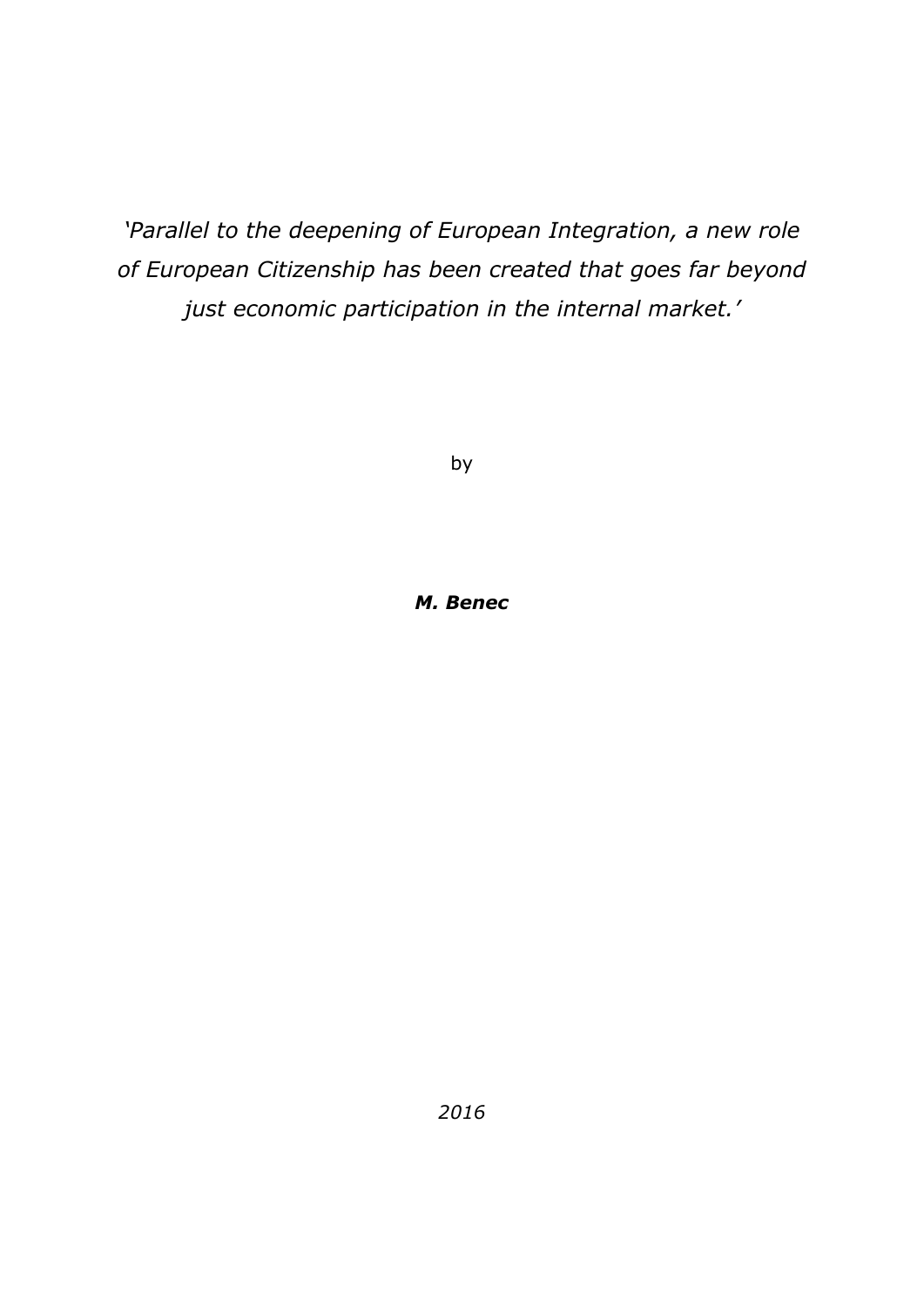*'Parallel to the deepening of European Integration, a new role of European Citizenship has been created that goes far beyond just economic participation in the internal market.'*

by

***M. Benec***

*2016*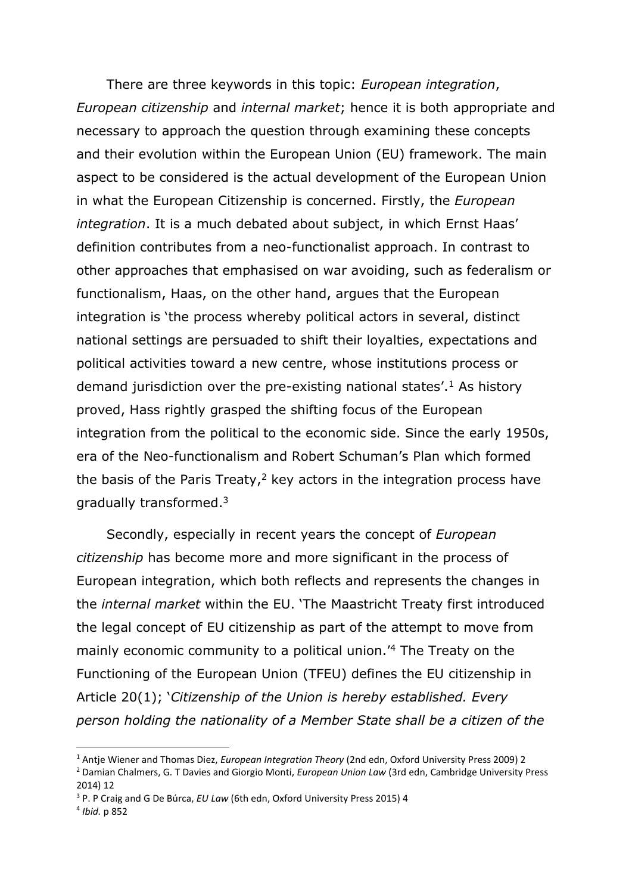There are three keywords in this topic: *European integration*, *European citizenship* and *internal market*; hence it is both appropriate and necessary to approach the question through examining these concepts and their evolution within the European Union (EU) framework. The main aspect to be considered is the actual development of the European Union in what the European Citizenship is concerned. Firstly, the *European integration*. It is a much debated about subject, in which Ernst Haas' definition contributes from a neo-functionalist approach. In contrast to other approaches that emphasised on war avoiding, such as federalism or functionalism, Haas, on the other hand, argues that the European integration is 'the process whereby political actors in several, distinct national settings are persuaded to shift their loyalties, expectations and political activities toward a new centre, whose institutions process or demand jurisdiction over the pre-existing national states'.[1] As history proved, Hass rightly grasped the shifting focus of the European integration from the political to the economic side. Since the early 1950s, era of the Neo-functionalism and Robert Schuman's Plan which formed the basis of the Paris Treaty,[2] key actors in the integration process have gradually transformed.[3]

Secondly, especially in recent years the concept of *European citizenship* has become more and more significant in the process of European integration, which both reflects and represents the changes in the *internal market* within the EU. 'The Maastricht Treaty first introduced the legal concept of EU citizenship as part of the attempt to move from mainly economic community to a political union.'[4] The Treaty on the Functioning of the European Union (TFEU) defines the EU citizenship in Article 20(1); '*Citizenship of the Union is hereby established. Every person holding the nationality of a Member State shall be a citizen of the*

---

[1] Antje Wiener and Thomas Diez, *European Integration Theory* (2nd edn, Oxford University Press 2009) 2

[2] Damian Chalmers, G. T Davies and Giorgio Monti, *European Union Law* (3rd edn, Cambridge University Press 2014) 12

[3] P. P Craig and G De Búrca, *EU Law* (6th edn, Oxford University Press 2015) 4

[4] *Ibid.* p 852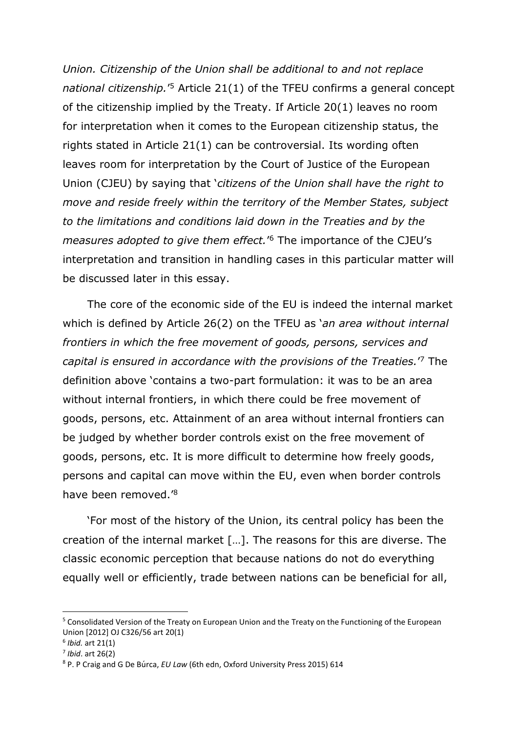*Union. Citizenship of the Union shall be additional to and not replace national citizenship.*'[5] Article 21(1) of the TFEU confirms a general concept of the citizenship implied by the Treaty. If Article 20(1) leaves no room for interpretation when it comes to the European citizenship status, the rights stated in Article 21(1) can be controversial. Its wording often leaves room for interpretation by the Court of Justice of the European Union (CJEU) by saying that '*citizens of the Union shall have the right to move and reside freely within the territory of the Member States, subject to the limitations and conditions laid down in the Treaties and by the measures adopted to give them effect.*'[6] The importance of the CJEU's interpretation and transition in handling cases in this particular matter will be discussed later in this essay.

The core of the economic side of the EU is indeed the internal market which is defined by Article 26(2) on the TFEU as '*an area without internal frontiers in which the free movement of goods, persons, services and capital is ensured in accordance with the provisions of the Treaties.*'[7] The definition above 'contains a two-part formulation: it was to be an area without internal frontiers, in which there could be free movement of goods, persons, etc. Attainment of an area without internal frontiers can be judged by whether border controls exist on the free movement of goods, persons, etc. It is more difficult to determine how freely goods, persons and capital can move within the EU, even when border controls have been removed.'[8]

'For most of the history of the Union, its central policy has been the creation of the internal market […]. The reasons for this are diverse. The classic economic perception that because nations do not do everything equally well or efficiently, trade between nations can be beneficial for all,

---

[5] Consolidated Version of the Treaty on European Union and the Treaty on the Functioning of the European Union [2012] OJ C326/56 art 20(1)

[6] *Ibid.* art 21(1)

[7] *Ibid*. art 26(2)

[8] P. P Craig and G De Búrca, *EU Law* (6th edn, Oxford University Press 2015) 614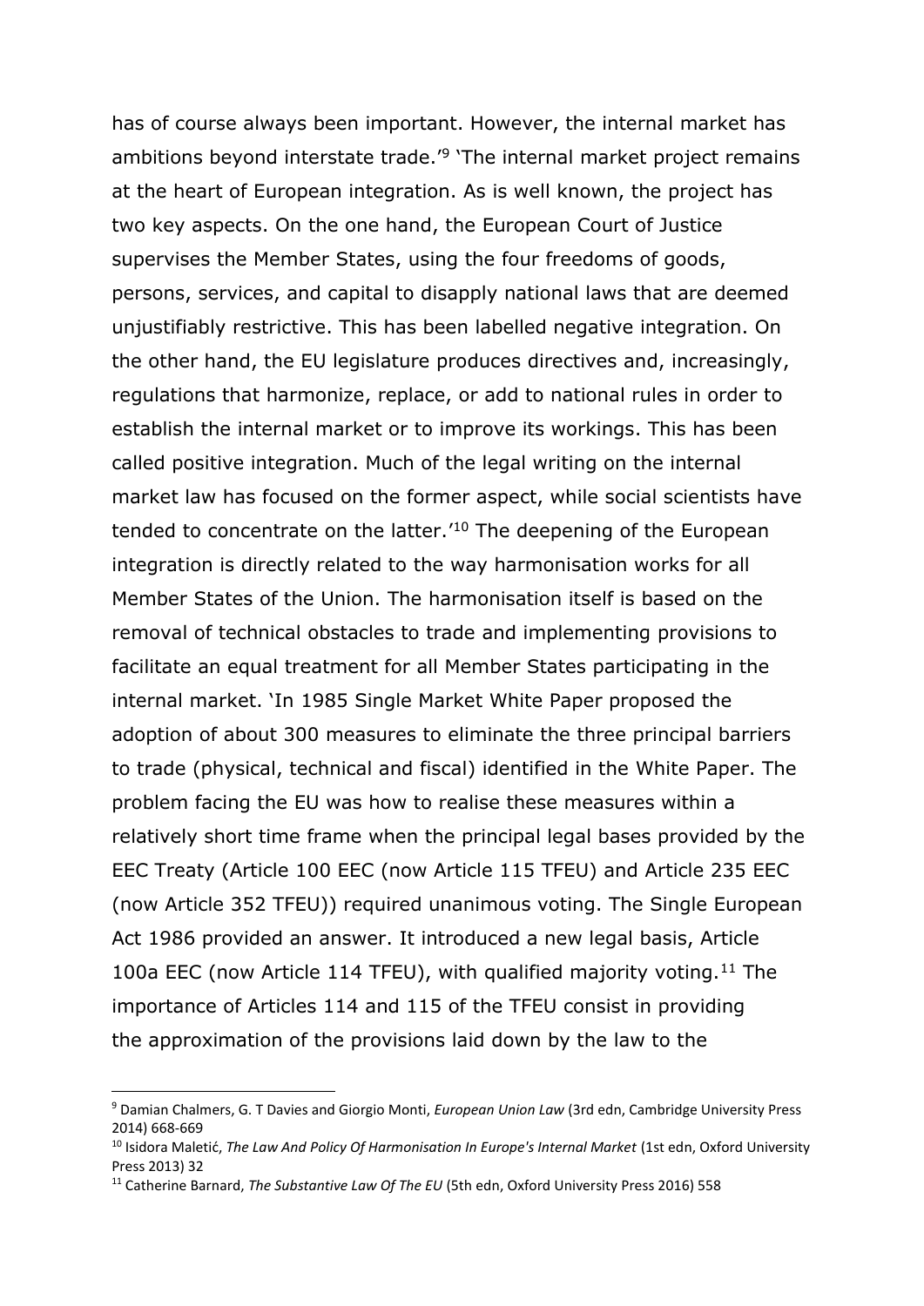has of course always been important. However, the internal market has ambitions beyond interstate trade.'[9] 'The internal market project remains at the heart of European integration. As is well known, the project has two key aspects. On the one hand, the European Court of Justice supervises the Member States, using the four freedoms of goods, persons, services, and capital to disapply national laws that are deemed unjustifiably restrictive. This has been labelled negative integration. On the other hand, the EU legislature produces directives and, increasingly, regulations that harmonize, replace, or add to national rules in order to establish the internal market or to improve its workings. This has been called positive integration. Much of the legal writing on the internal market law has focused on the former aspect, while social scientists have tended to concentrate on the latter.'[10] The deepening of the European integration is directly related to the way harmonisation works for all Member States of the Union. The harmonisation itself is based on the removal of technical obstacles to trade and implementing provisions to facilitate an equal treatment for all Member States participating in the internal market. 'In 1985 Single Market White Paper proposed the adoption of about 300 measures to eliminate the three principal barriers to trade (physical, technical and fiscal) identified in the White Paper. The problem facing the EU was how to realise these measures within a relatively short time frame when the principal legal bases provided by the EEC Treaty (Article 100 EEC (now Article 115 TFEU) and Article 235 EEC (now Article 352 TFEU)) required unanimous voting. The Single European Act 1986 provided an answer. It introduced a new legal basis, Article 100a EEC (now Article 114 TFEU), with qualified majority voting.[11] The importance of Articles 114 and 115 of the TFEU consist in providing the approximation of the provisions laid down by the law to the

---

[9] Damian Chalmers, G. T Davies and Giorgio Monti, *European Union Law* (3rd edn, Cambridge University Press 2014) 668-669

[10] Isidora Maletić, *The Law And Policy Of Harmonisation In Europe's Internal Market* (1st edn, Oxford University Press 2013) 32

[11] Catherine Barnard, *The Substantive Law Of The EU* (5th edn, Oxford University Press 2016) 558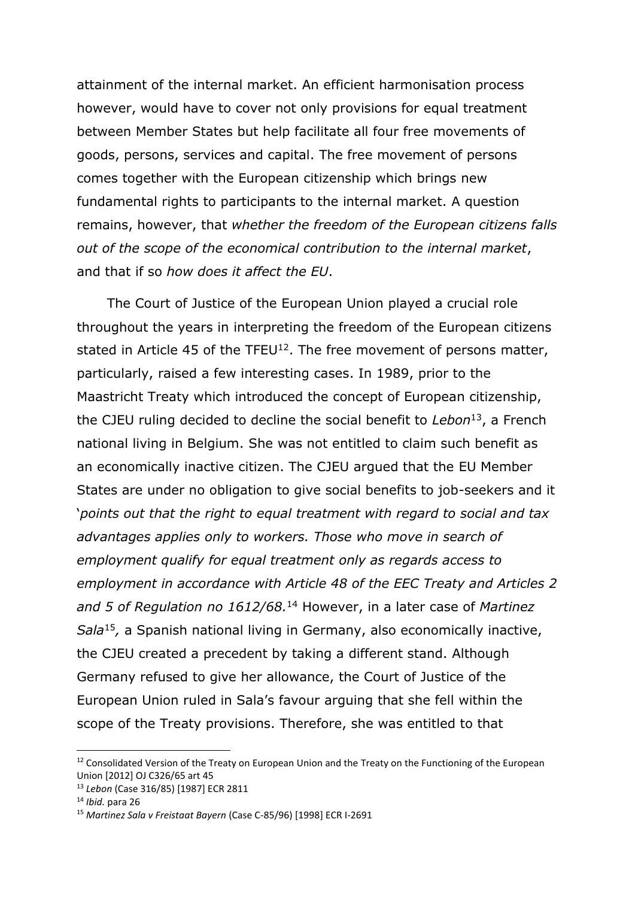attainment of the internal market. An efficient harmonisation process however, would have to cover not only provisions for equal treatment between Member States but help facilitate all four free movements of goods, persons, services and capital. The free movement of persons comes together with the European citizenship which brings new fundamental rights to participants to the internal market. A question remains, however, that *whether the freedom of the European citizens falls out of the scope of the economical contribution to the internal market*, and that if so *how does it affect the EU*.

The Court of Justice of the European Union played a crucial role throughout the years in interpreting the freedom of the European citizens stated in Article 45 of the TFEU[12]. The free movement of persons matter, particularly, raised a few interesting cases. In 1989, prior to the Maastricht Treaty which introduced the concept of European citizenship, the CJEU ruling decided to decline the social benefit to *Lebon*[13], a French national living in Belgium. She was not entitled to claim such benefit as an economically inactive citizen. The CJEU argued that the EU Member States are under no obligation to give social benefits to job-seekers and it '*points out that the right to equal treatment with regard to social and tax advantages applies only to workers. Those who move in search of employment qualify for equal treatment only as regards access to employment in accordance with Article 48 of the EEC Treaty and Articles 2 and 5 of Regulation no 1612/68.*[14] However, in a later case of *Martinez Sala*[15]*,* a Spanish national living in Germany, also economically inactive, the CJEU created a precedent by taking a different stand. Although Germany refused to give her allowance, the Court of Justice of the European Union ruled in Sala's favour arguing that she fell within the scope of the Treaty provisions. Therefore, she was entitled to that

---

[12] Consolidated Version of the Treaty on European Union and the Treaty on the Functioning of the European Union [2012] OJ C326/65 art 45

[13] *Lebon* (Case 316/85) [1987] ECR 2811

[14] *Ibid.* para 26

[15] *Martinez Sala v Freistaat Bayern* (Case C-85/96) [1998] ECR I-2691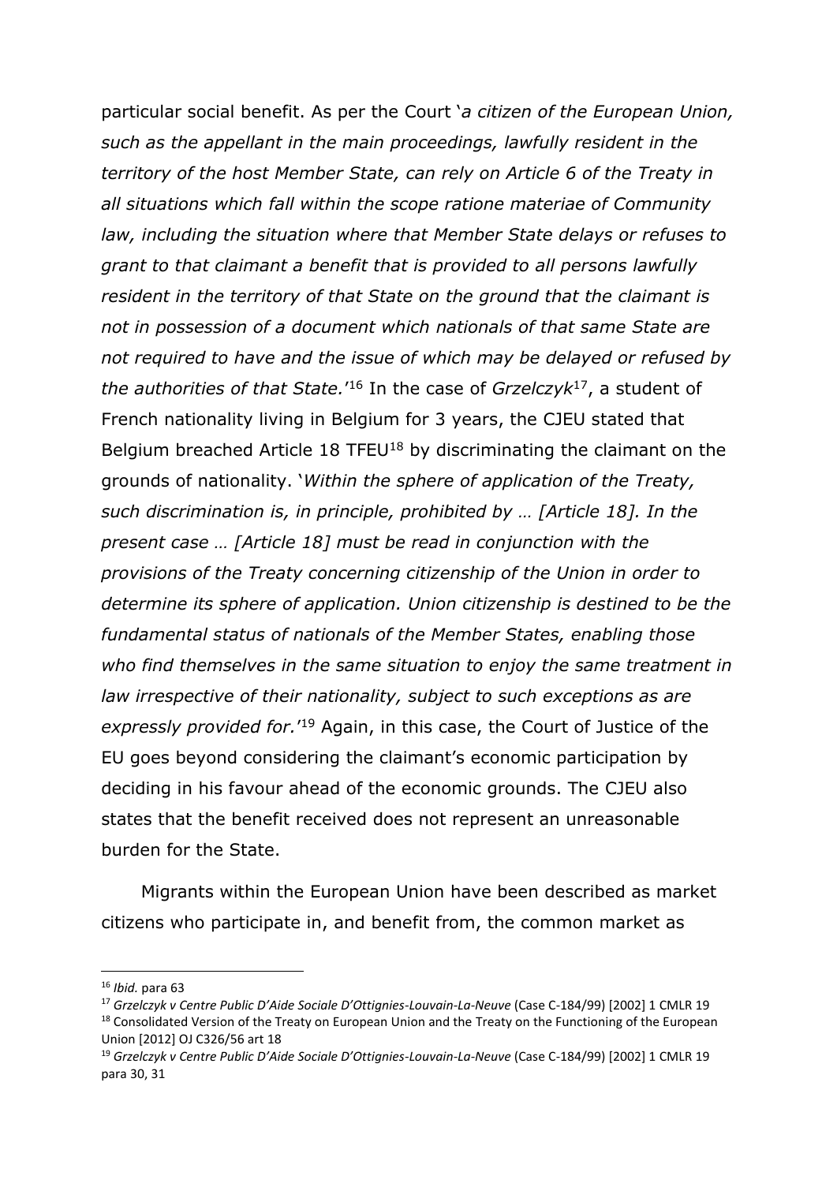particular social benefit. As per the Court '*a citizen of the European Union, such as the appellant in the main proceedings, lawfully resident in the territory of the host Member State, can rely on Article 6 of the Treaty in all situations which fall within the scope ratione materiae of Community law, including the situation where that Member State delays or refuses to grant to that claimant a benefit that is provided to all persons lawfully resident in the territory of that State on the ground that the claimant is not in possession of a document which nationals of that same State are not required to have and the issue of which may be delayed or refused by the authorities of that State.*'[16] In the case of *Grzelczyk*[17], a student of French nationality living in Belgium for 3 years, the CJEU stated that Belgium breached Article 18 TFEU[18] by discriminating the claimant on the grounds of nationality. '*Within the sphere of application of the Treaty, such discrimination is, in principle, prohibited by … [Article 18]. In the present case … [Article 18] must be read in conjunction with the provisions of the Treaty concerning citizenship of the Union in order to determine its sphere of application. Union citizenship is destined to be the fundamental status of nationals of the Member States, enabling those who find themselves in the same situation to enjoy the same treatment in law irrespective of their nationality, subject to such exceptions as are expressly provided for.*'[19] Again, in this case, the Court of Justice of the EU goes beyond considering the claimant's economic participation by deciding in his favour ahead of the economic grounds. The CJEU also states that the benefit received does not represent an unreasonable burden for the State.

Migrants within the European Union have been described as market citizens who participate in, and benefit from, the common market as

[16] *Ibid.* para 63

[17] *Grzelczyk v Centre Public D'Aide Sociale D'Ottignies-Louvain-La-Neuve* (Case C-184/99) [2002] 1 CMLR 19

[18] Consolidated Version of the Treaty on European Union and the Treaty on the Functioning of the European Union [2012] OJ C326/56 art 18

[19] *Grzelczyk v Centre Public D'Aide Sociale D'Ottignies-Louvain-La-Neuve* (Case C-184/99) [2002] 1 CMLR 19 para 30, 31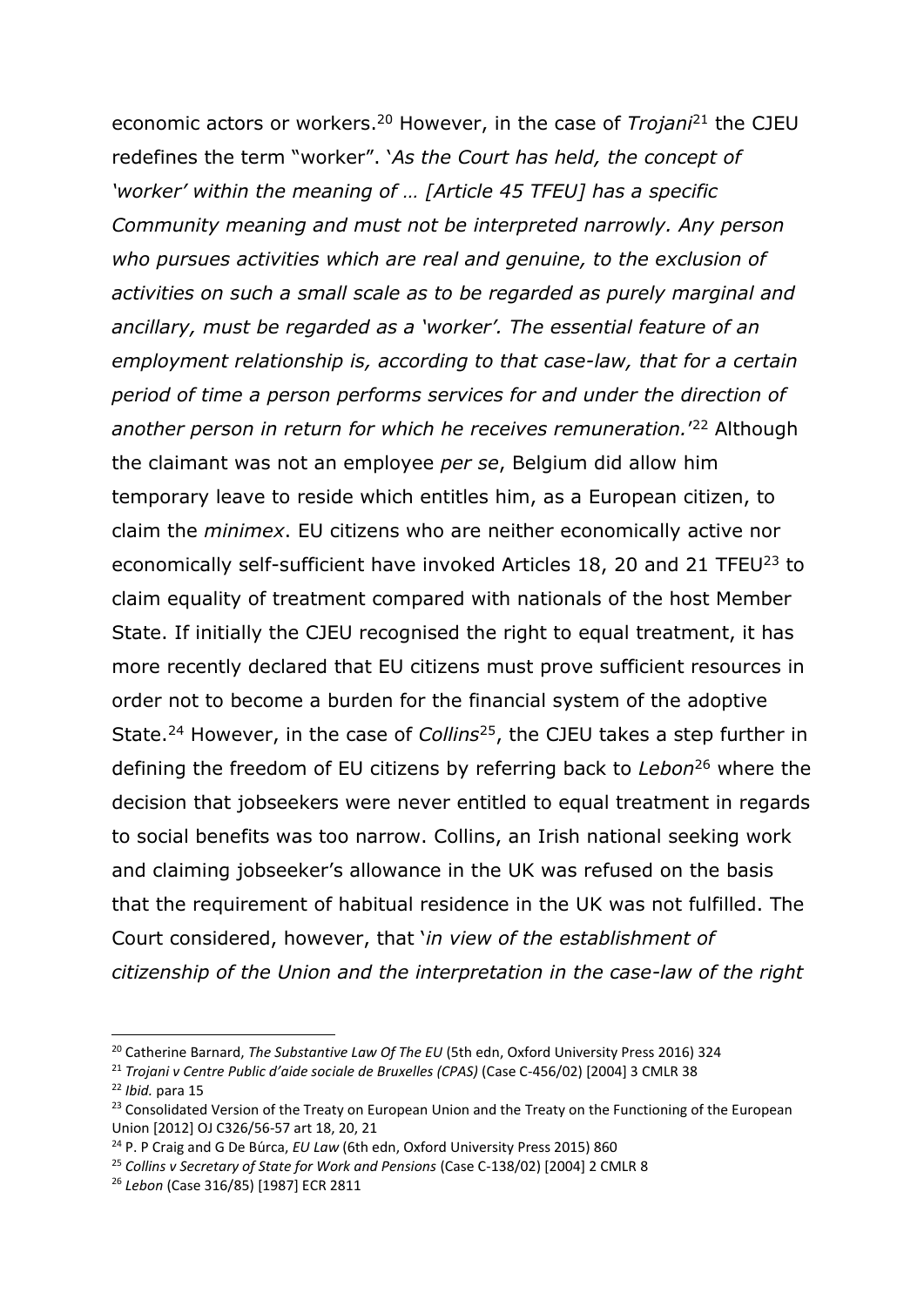economic actors or workers.[20] However, in the case of *Trojani*[21] the CJEU redefines the term "worker". '*As the Court has held, the concept of 'worker' within the meaning of … [Article 45 TFEU] has a specific Community meaning and must not be interpreted narrowly. Any person who pursues activities which are real and genuine, to the exclusion of activities on such a small scale as to be regarded as purely marginal and ancillary, must be regarded as a 'worker'. The essential feature of an employment relationship is, according to that case-law, that for a certain period of time a person performs services for and under the direction of another person in return for which he receives remuneration.*'[22] Although the claimant was not an employee *per se*, Belgium did allow him temporary leave to reside which entitles him, as a European citizen, to claim the *minimex*. EU citizens who are neither economically active nor economically self-sufficient have invoked Articles 18, 20 and 21 TFEU[23] to claim equality of treatment compared with nationals of the host Member State. If initially the CJEU recognised the right to equal treatment, it has more recently declared that EU citizens must prove sufficient resources in order not to become a burden for the financial system of the adoptive State.[24] However, in the case of *Collins*[25], the CJEU takes a step further in defining the freedom of EU citizens by referring back to *Lebon*[26] where the decision that jobseekers were never entitled to equal treatment in regards to social benefits was too narrow. Collins, an Irish national seeking work and claiming jobseeker's allowance in the UK was refused on the basis that the requirement of habitual residence in the UK was not fulfilled. The Court considered, however, that '*in view of the establishment of citizenship of the Union and the interpretation in the case-law of the right*

---

[20] Catherine Barnard, *The Substantive Law Of The EU* (5th edn, Oxford University Press 2016) 324

[21] *Trojani v Centre Public d'aide sociale de Bruxelles (CPAS)* (Case C-456/02) [2004] 3 CMLR 38

[22] *Ibid.* para 15

[23] Consolidated Version of the Treaty on European Union and the Treaty on the Functioning of the European Union [2012] OJ C326/56-57 art 18, 20, 21

[24] P. P Craig and G De Búrca, *EU Law* (6th edn, Oxford University Press 2015) 860

[25] *Collins v Secretary of State for Work and Pensions* (Case C-138/02) [2004] 2 CMLR 8

[26] *Lebon* (Case 316/85) [1987] ECR 2811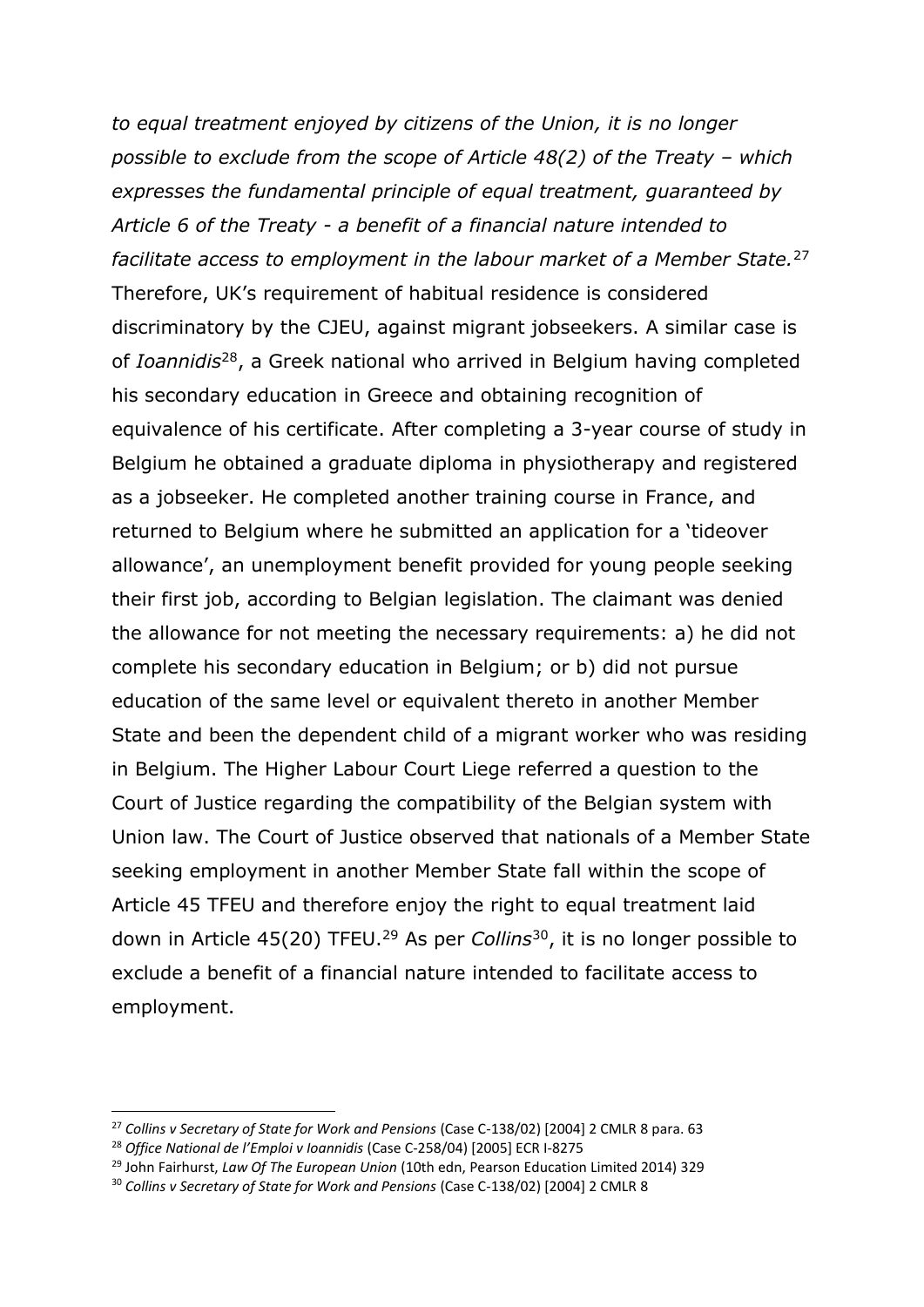*to equal treatment enjoyed by citizens of the Union, it is no longer possible to exclude from the scope of Article 48(2) of the Treaty – which expresses the fundamental principle of equal treatment, guaranteed by Article 6 of the Treaty - a benefit of a financial nature intended to facilitate access to employment in the labour market of a Member State.*[27] Therefore, UK's requirement of habitual residence is considered discriminatory by the CJEU, against migrant jobseekers. A similar case is of *Ioannidis*[28], a Greek national who arrived in Belgium having completed his secondary education in Greece and obtaining recognition of equivalence of his certificate. After completing a 3-year course of study in Belgium he obtained a graduate diploma in physiotherapy and registered as a jobseeker. He completed another training course in France, and returned to Belgium where he submitted an application for a 'tideover allowance', an unemployment benefit provided for young people seeking their first job, according to Belgian legislation. The claimant was denied the allowance for not meeting the necessary requirements: a) he did not complete his secondary education in Belgium; or b) did not pursue education of the same level or equivalent thereto in another Member State and been the dependent child of a migrant worker who was residing in Belgium. The Higher Labour Court Liege referred a question to the Court of Justice regarding the compatibility of the Belgian system with Union law. The Court of Justice observed that nationals of a Member State seeking employment in another Member State fall within the scope of Article 45 TFEU and therefore enjoy the right to equal treatment laid down in Article 45(20) TFEU.[29] As per *Collins*[30], it is no longer possible to exclude a benefit of a financial nature intended to facilitate access to employment.

---

[27] *Collins v Secretary of State for Work and Pensions* (Case C-138/02) [2004] 2 CMLR 8 para. 63

[28] *Office National de l'Emploi v Ioannidis* (Case C-258/04) [2005] ECR I-8275

[29] John Fairhurst, *Law Of The European Union* (10th edn, Pearson Education Limited 2014) 329

[30] *Collins v Secretary of State for Work and Pensions* (Case C-138/02) [2004] 2 CMLR 8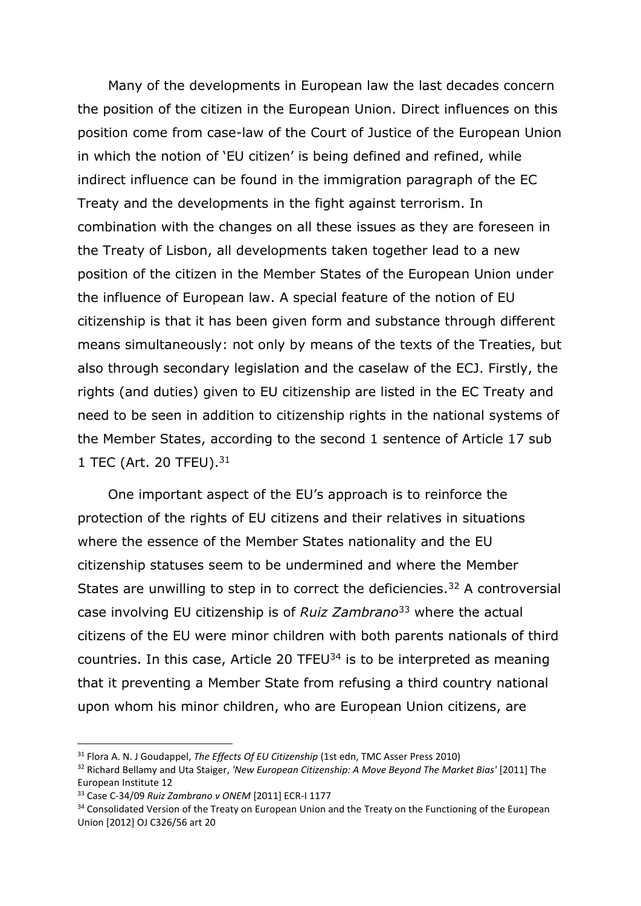Many of the developments in European law the last decades concern the position of the citizen in the European Union. Direct influences on this position come from case-law of the Court of Justice of the European Union in which the notion of 'EU citizen' is being defined and refined, while indirect influence can be found in the immigration paragraph of the EC Treaty and the developments in the fight against terrorism. In combination with the changes on all these issues as they are foreseen in the Treaty of Lisbon, all developments taken together lead to a new position of the citizen in the Member States of the European Union under the influence of European law. A special feature of the notion of EU citizenship is that it has been given form and substance through different means simultaneously: not only by means of the texts of the Treaties, but also through secondary legislation and the caselaw of the ECJ. Firstly, the rights (and duties) given to EU citizenship are listed in the EC Treaty and need to be seen in addition to citizenship rights in the national systems of the Member States, according to the second 1 sentence of Article 17 sub 1 TEC (Art. 20 TFEU).[31]

One important aspect of the EU's approach is to reinforce the protection of the rights of EU citizens and their relatives in situations where the essence of the Member States nationality and the EU citizenship statuses seem to be undermined and where the Member States are unwilling to step in to correct the deficiencies.[32] A controversial case involving EU citizenship is of *Ruiz Zambrano*[33] where the actual citizens of the EU were minor children with both parents nationals of third countries. In this case, Article 20 TFEU[34] is to be interpreted as meaning that it preventing a Member State from refusing a third country national upon whom his minor children, who are European Union citizens, are

---

[31] Flora A. N. J Goudappel, *The Effects Of EU Citizenship* (1st edn, TMC Asser Press 2010)

[32] Richard Bellamy and Uta Staiger, *'New European Citizenship: A Move Beyond The Market Bias'* [2011] The European Institute 12

[33] Case C-34/09 *Ruiz Zambrano v ONEM* [2011] ECR-I 1177

[34] Consolidated Version of the Treaty on European Union and the Treaty on the Functioning of the European Union [2012] OJ C326/56 art 20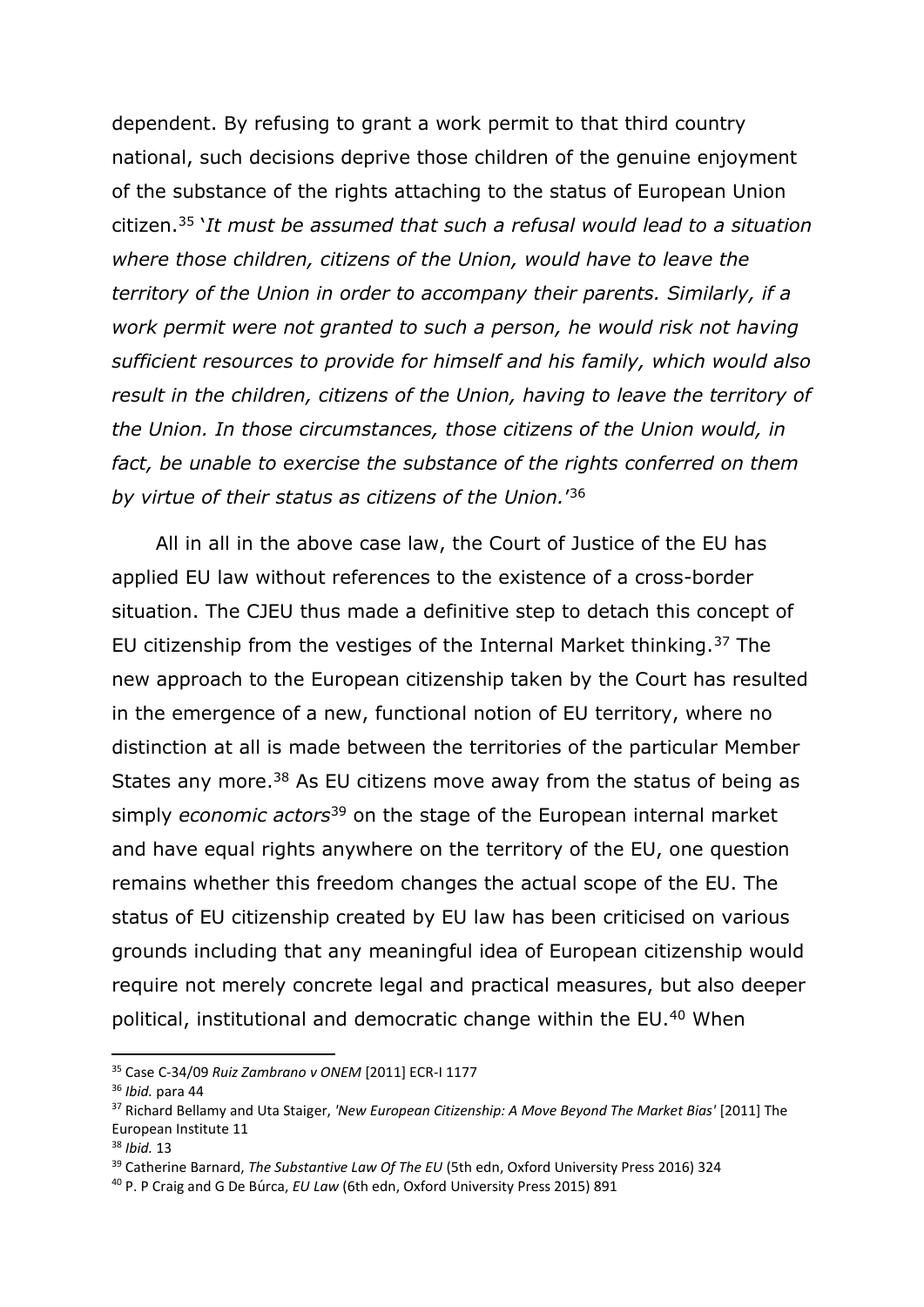dependent. By refusing to grant a work permit to that third country national, such decisions deprive those children of the genuine enjoyment of the substance of the rights attaching to the status of European Union citizen.[35] '*It must be assumed that such a refusal would lead to a situation where those children, citizens of the Union, would have to leave the territory of the Union in order to accompany their parents. Similarly, if a work permit were not granted to such a person, he would risk not having sufficient resources to provide for himself and his family, which would also result in the children, citizens of the Union, having to leave the territory of the Union. In those circumstances, those citizens of the Union would, in fact, be unable to exercise the substance of the rights conferred on them by virtue of their status as citizens of the Union.*'[36]

All in all in the above case law, the Court of Justice of the EU has applied EU law without references to the existence of a cross-border situation. The CJEU thus made a definitive step to detach this concept of EU citizenship from the vestiges of the Internal Market thinking.[37] The new approach to the European citizenship taken by the Court has resulted in the emergence of a new, functional notion of EU territory, where no distinction at all is made between the territories of the particular Member States any more.[38] As EU citizens move away from the status of being as simply *economic actors*[39] on the stage of the European internal market and have equal rights anywhere on the territory of the EU, one question remains whether this freedom changes the actual scope of the EU. The status of EU citizenship created by EU law has been criticised on various grounds including that any meaningful idea of European citizenship would require not merely concrete legal and practical measures, but also deeper political, institutional and democratic change within the EU.[40] When

---

[35] Case C-34/09 *Ruiz Zambrano v ONEM* [2011] ECR-I 1177

[36] *Ibid.* para 44

[37] Richard Bellamy and Uta Staiger, *'New European Citizenship: A Move Beyond The Market Bias'* [2011] The European Institute 11

[38] *Ibid.* 13

[39] Catherine Barnard, *The Substantive Law Of The EU* (5th edn, Oxford University Press 2016) 324

[40] P. P Craig and G De Búrca, *EU Law* (6th edn, Oxford University Press 2015) 891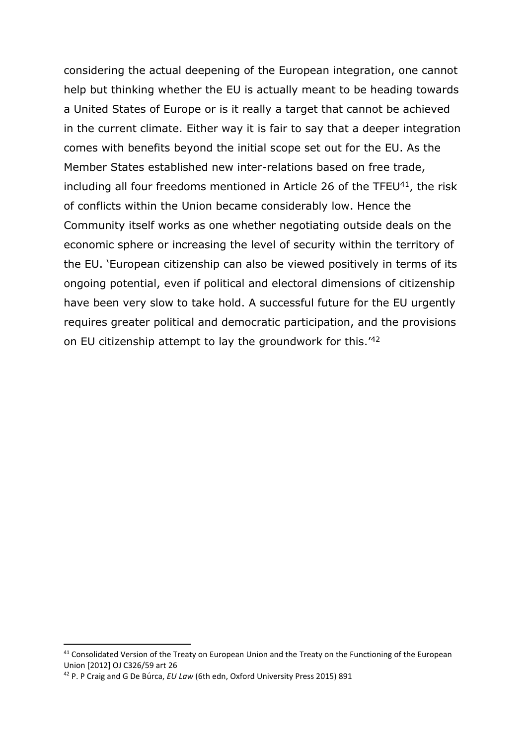considering the actual deepening of the European integration, one cannot help but thinking whether the EU is actually meant to be heading towards a United States of Europe or is it really a target that cannot be achieved in the current climate. Either way it is fair to say that a deeper integration comes with benefits beyond the initial scope set out for the EU. As the Member States established new inter-relations based on free trade, including all four freedoms mentioned in Article 26 of the TFEU[41], the risk of conflicts within the Union became considerably low. Hence the Community itself works as one whether negotiating outside deals on the economic sphere or increasing the level of security within the territory of the EU. 'European citizenship can also be viewed positively in terms of its ongoing potential, even if political and electoral dimensions of citizenship have been very slow to take hold. A successful future for the EU urgently requires greater political and democratic participation, and the provisions on EU citizenship attempt to lay the groundwork for this.'[42]

[41] Consolidated Version of the Treaty on European Union and the Treaty on the Functioning of the European Union [2012] OJ C326/59 art 26

[42] P. P Craig and G De Búrca, *EU Law* (6th edn, Oxford University Press 2015) 891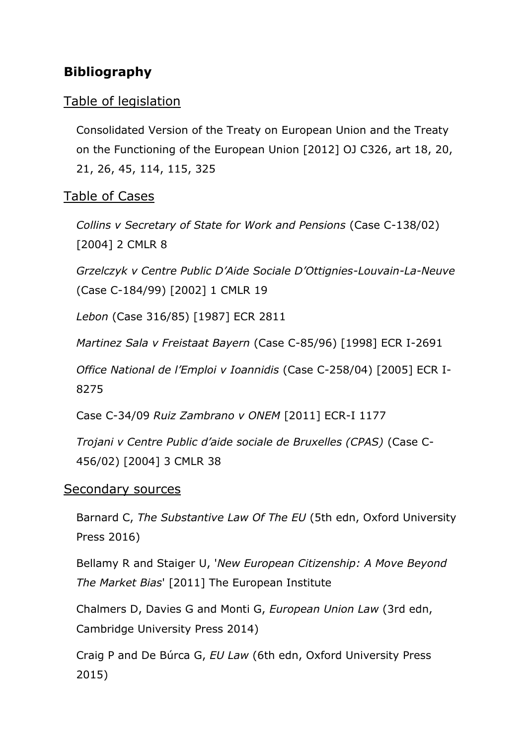## Bibliography

### Table of legislation

Consolidated Version of the Treaty on European Union and the Treaty on the Functioning of the European Union [2012] OJ C326, art 18, 20, 21, 26, 45, 114, 115, 325

### Table of Cases

*Collins v Secretary of State for Work and Pensions* (Case C-138/02) [2004] 2 CMLR 8

*Grzelczyk v Centre Public D'Aide Sociale D'Ottignies-Louvain-La-Neuve* (Case C-184/99) [2002] 1 CMLR 19

*Lebon* (Case 316/85) [1987] ECR 2811

*Martinez Sala v Freistaat Bayern* (Case C-85/96) [1998] ECR I-2691

*Office National de l'Emploi v Ioannidis* (Case C-258/04) [2005] ECR I-8275

Case C-34/09 *Ruiz Zambrano v ONEM* [2011] ECR-I 1177

*Trojani v Centre Public d'aide sociale de Bruxelles (CPAS)* (Case C-456/02) [2004] 3 CMLR 38

### Secondary sources

Barnard C, *The Substantive Law Of The EU* (5th edn, Oxford University Press 2016)

Bellamy R and Staiger U, '*New European Citizenship: A Move Beyond The Market Bias*' [2011] The European Institute

Chalmers D, Davies G and Monti G, *European Union Law* (3rd edn, Cambridge University Press 2014)

Craig P and De Búrca G, *EU Law* (6th edn, Oxford University Press 2015)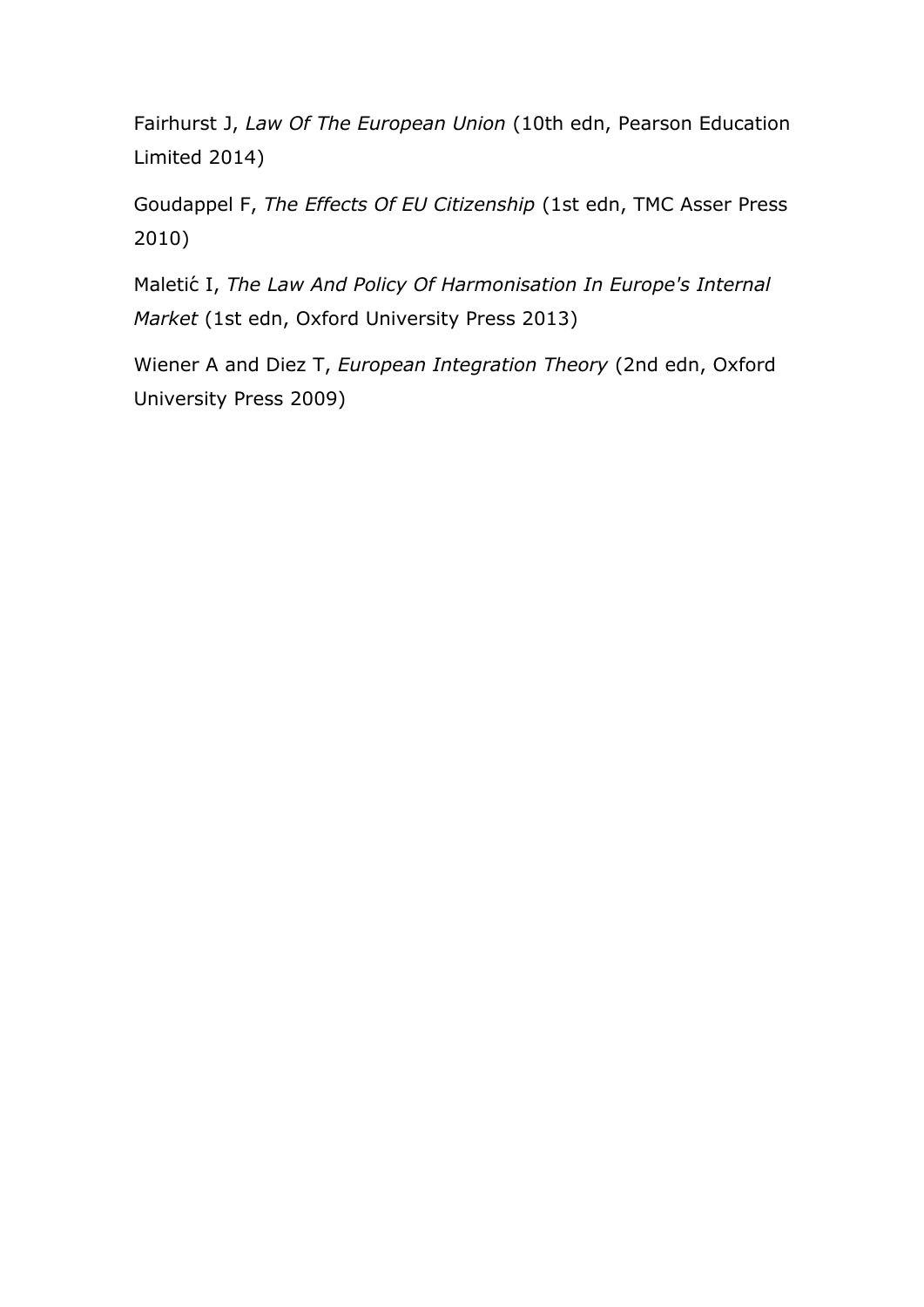Fairhurst J, *Law Of The European Union* (10th edn, Pearson Education Limited 2014)

Goudappel F, *The Effects Of EU Citizenship* (1st edn, TMC Asser Press 2010)

Maletić I, *The Law And Policy Of Harmonisation In Europe's Internal Market* (1st edn, Oxford University Press 2013)

Wiener A and Diez T, *European Integration Theory* (2nd edn, Oxford University Press 2009)